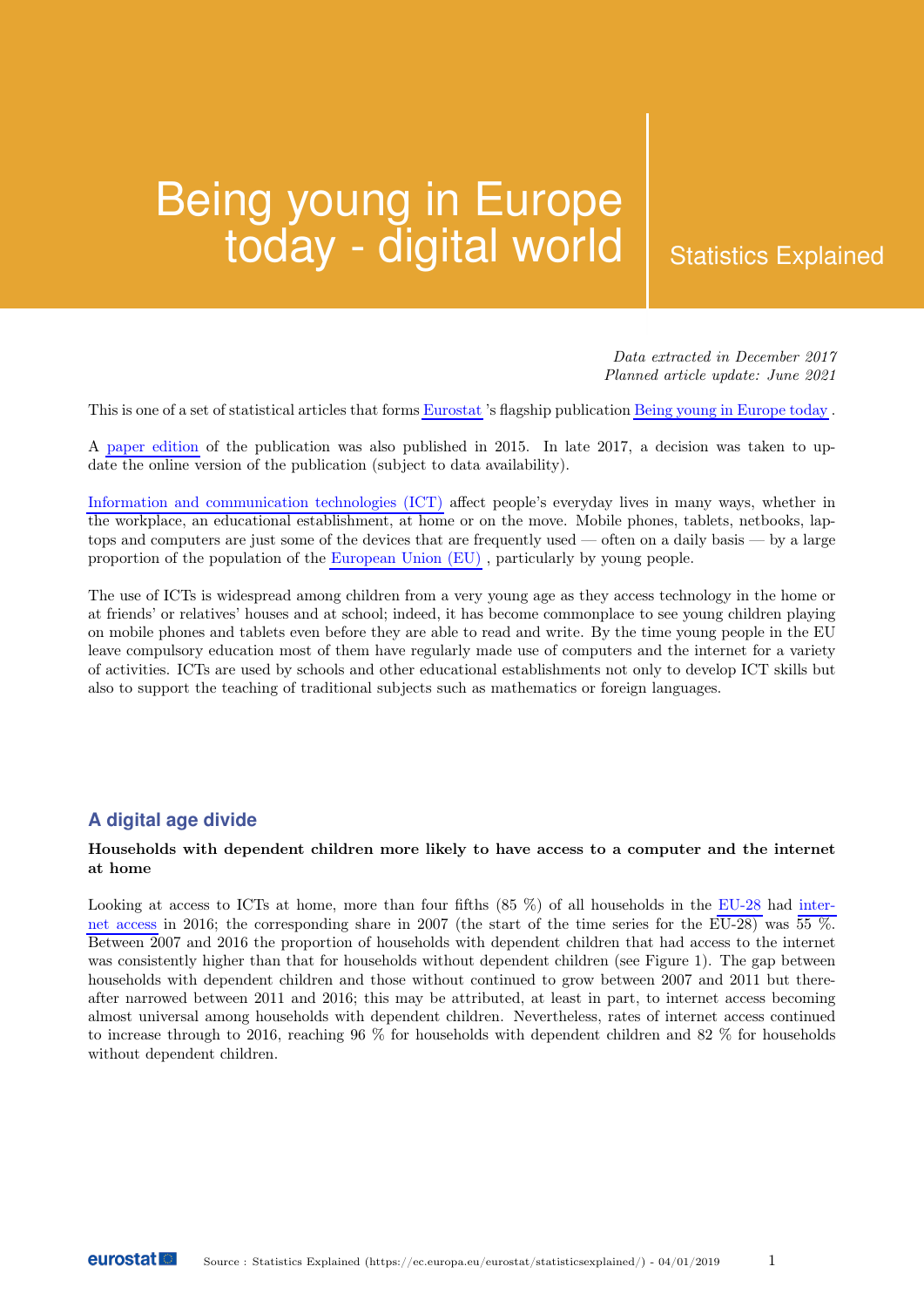# Being young in Europe today - digital world

Statistics Explained

*Data extracted in December 2017*
*Planned article update: June 2021*

This is one of a set of statistical articles that forms Eurostat 's flagship publication Being young in Europe today .

A paper edition of the publication was also published in 2015. In late 2017, a decision was taken to update the online version of the publication (subject to data availability).

Information and communication technologies (ICT) affect people's everyday lives in many ways, whether in the workplace, an educational establishment, at home or on the move. Mobile phones, tablets, netbooks, laptops and computers are just some of the devices that are frequently used — often on a daily basis — by a large proportion of the population of the European Union (EU) , particularly by young people.

The use of ICTs is widespread among children from a very young age as they access technology in the home or at friends' or relatives' houses and at school; indeed, it has become commonplace to see young children playing on mobile phones and tablets even before they are able to read and write. By the time young people in the EU leave compulsory education most of them have regularly made use of computers and the internet for a variety of activities. ICTs are used by schools and other educational establishments not only to develop ICT skills but also to support the teaching of traditional subjects such as mathematics or foreign languages.

## A digital age divide

**Households with dependent children more likely to have access to a computer and the internet at home**

Looking at access to ICTs at home, more than four fifths (85 %) of all households in the EU-28 had internet access in 2016; the corresponding share in 2007 (the start of the time series for the EU-28) was 55 %. Between 2007 and 2016 the proportion of households with dependent children that had access to the internet was consistently higher than that for households without dependent children (see Figure 1). The gap between households with dependent children and those without continued to grow between 2007 and 2011 but thereafter narrowed between 2011 and 2016; this may be attributed, at least in part, to internet access becoming almost universal among households with dependent children. Nevertheless, rates of internet access continued to increase through to 2016, reaching 96 % for households with dependent children and 82 % for households without dependent children.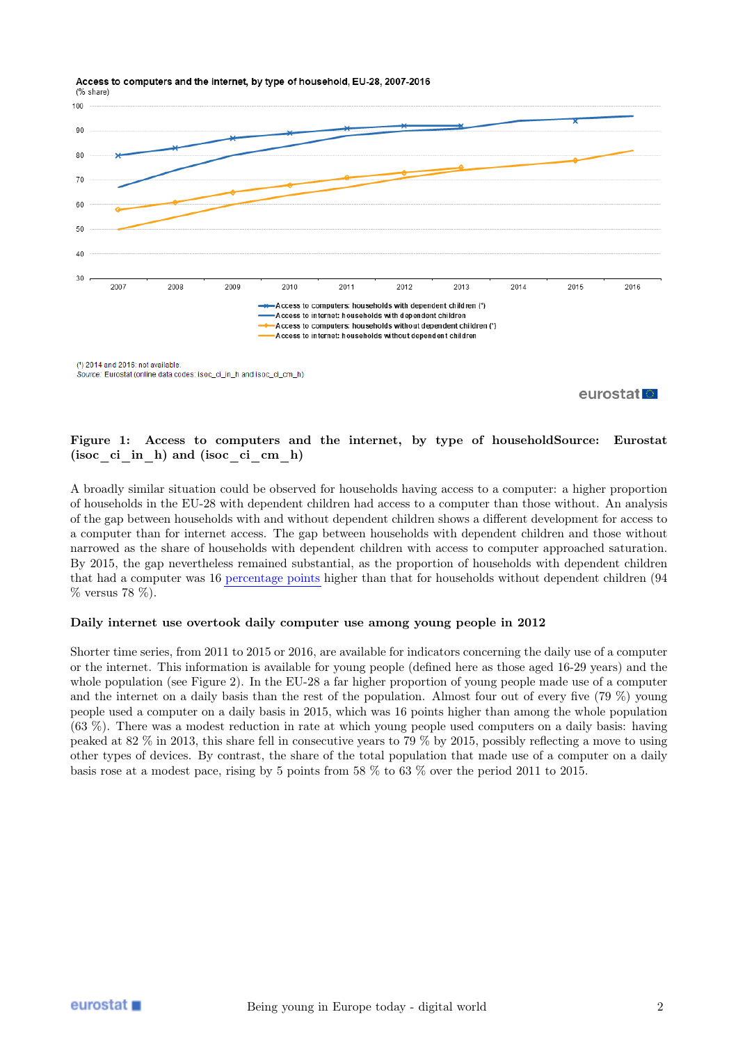Access to computers and the internet, by type of household, EU-28, 2007-2016
(% share)

(*) 2014 and 2016: not available.
*Source:* Eurostat (online data codes: isoc_ci_in_h and isoc_ci_cm_h)

**Figure 1: Access to computers and the internet, by type of householdSource: Eurostat (isoc_ci_in_h) and (isoc_ci_cm_h)**

A broadly similar situation could be observed for households having access to a computer: a higher proportion of households in the EU-28 with dependent children had access to a computer than those without. An analysis of the gap between households with and without dependent children shows a different development for access to a computer than for internet access. The gap between households with dependent children and those without narrowed as the share of households with dependent children with access to computer approached saturation. By 2015, the gap nevertheless remained substantial, as the proportion of households with dependent children that had a computer was 16 percentage points higher than that for households without dependent children (94 % versus 78 %).

### Daily internet use overtook daily computer use among young people in 2012

Shorter time series, from 2011 to 2015 or 2016, are available for indicators concerning the daily use of a computer or the internet. This information is available for young people (defined here as those aged 16-29 years) and the whole population (see Figure 2). In the EU-28 a far higher proportion of young people made use of a computer and the internet on a daily basis than the rest of the population. Almost four out of every five (79 %) young people used a computer on a daily basis in 2015, which was 16 points higher than among the whole population (63 %). There was a modest reduction in rate at which young people used computers on a daily basis: having peaked at 82 % in 2013, this share fell in consecutive years to 79 % by 2015, possibly reflecting a move to using other types of devices. By contrast, the share of the total population that made use of a computer on a daily basis rose at a modest pace, rising by 5 points from 58 % to 63 % over the period 2011 to 2015.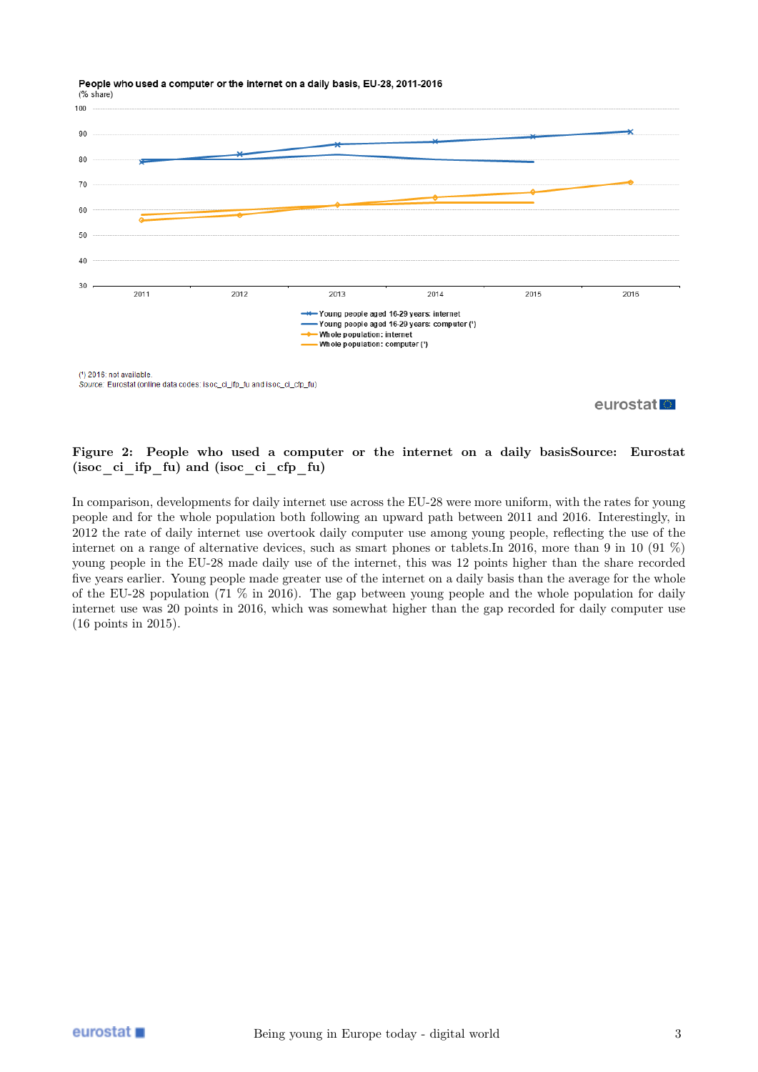People who used a computer or the internet on a daily basis, EU-28, 2011-2016
(% share)

(¹) 2016: not available.
*Source:* Eurostat (online data codes: isoc_ci_ifp_fu and isoc_ci_cfp_fu)

**Figure 2: People who used a computer or the internet on a daily basisSource: Eurostat (isoc_ci_ifp_fu) and (isoc_ci_cfp_fu)**

In comparison, developments for daily internet use across the EU-28 were more uniform, with the rates for young people and for the whole population both following an upward path between 2011 and 2016. Interestingly, in 2012 the rate of daily internet use overtook daily computer use among young people, reflecting the use of the internet on a range of alternative devices, such as smart phones or tablets.In 2016, more than 9 in 10 (91 %) young people in the EU-28 made daily use of the internet, this was 12 points higher than the share recorded five years earlier. Young people made greater use of the internet on a daily basis than the average for the whole of the EU-28 population (71 % in 2016). The gap between young people and the whole population for daily internet use was 20 points in 2016, which was somewhat higher than the gap recorded for daily computer use (16 points in 2015).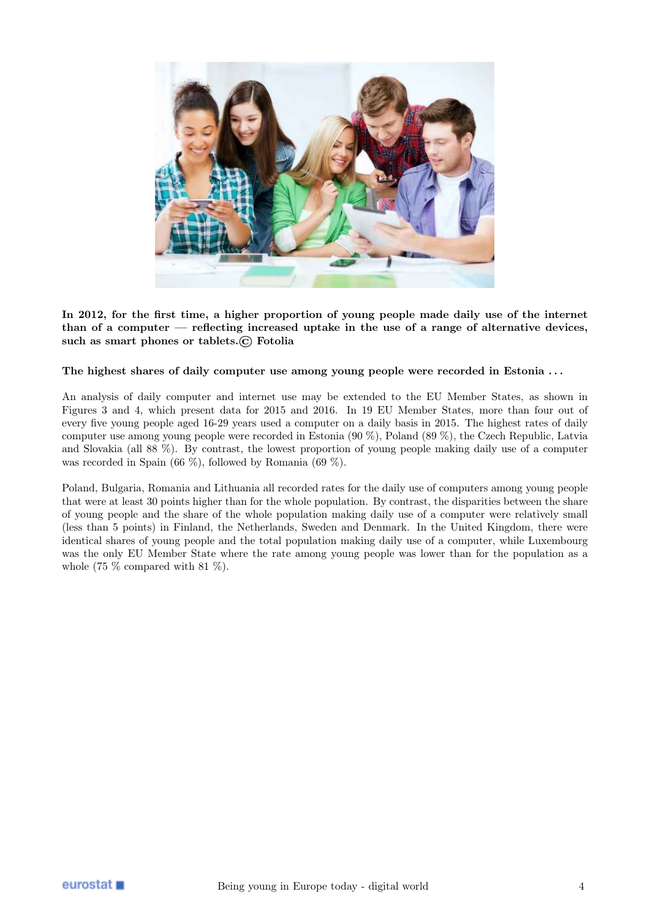**In 2012, for the first time, a higher proportion of young people made daily use of the internet than of a computer — reflecting increased uptake in the use of a range of alternative devices, such as smart phones or tablets.© Fotolia**

### The highest shares of daily computer use among young people were recorded in Estonia . . .

An analysis of daily computer and internet use may be extended to the EU Member States, as shown in Figures 3 and 4, which present data for 2015 and 2016. In 19 EU Member States, more than four out of every five young people aged 16-29 years used a computer on a daily basis in 2015. The highest rates of daily computer use among young people were recorded in Estonia (90 %), Poland (89 %), the Czech Republic, Latvia and Slovakia (all 88 %). By contrast, the lowest proportion of young people making daily use of a computer was recorded in Spain (66 %), followed by Romania (69 %).

Poland, Bulgaria, Romania and Lithuania all recorded rates for the daily use of computers among young people that were at least 30 points higher than for the whole population. By contrast, the disparities between the share of young people and the share of the whole population making daily use of a computer were relatively small (less than 5 points) in Finland, the Netherlands, Sweden and Denmark. In the United Kingdom, there were identical shares of young people and the total population making daily use of a computer, while Luxembourg was the only EU Member State where the rate among young people was lower than for the population as a whole (75 % compared with 81 %).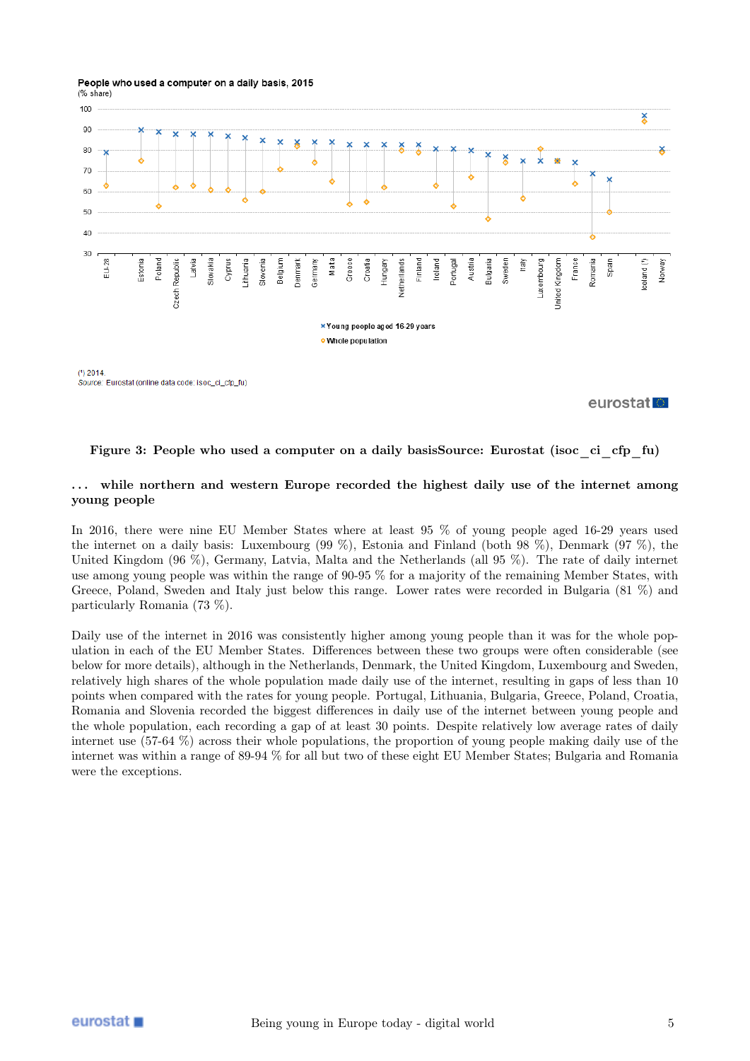**Figure 3: People who used a computer on a daily basisSource: Eurostat (isoc_ci_cfp_fu)**

### . . . while northern and western Europe recorded the highest daily use of the internet among young people

In 2016, there were nine EU Member States where at least 95 % of young people aged 16-29 years used the internet on a daily basis: Luxembourg (99 %), Estonia and Finland (both 98 %), Denmark (97 %), the United Kingdom (96 %), Germany, Latvia, Malta and the Netherlands (all 95 %). The rate of daily internet use among young people was within the range of 90-95 % for a majority of the remaining Member States, with Greece, Poland, Sweden and Italy just below this range. Lower rates were recorded in Bulgaria (81 %) and particularly Romania (73 %).

Daily use of the internet in 2016 was consistently higher among young people than it was for the whole population in each of the EU Member States. Differences between these two groups were often considerable (see below for more details), although in the Netherlands, Denmark, the United Kingdom, Luxembourg and Sweden, relatively high shares of the whole population made daily use of the internet, resulting in gaps of less than 10 points when compared with the rates for young people. Portugal, Lithuania, Bulgaria, Greece, Poland, Croatia, Romania and Slovenia recorded the biggest differences in daily use of the internet between young people and the whole population, each recording a gap of at least 30 points. Despite relatively low average rates of daily internet use (57-64 %) across their whole populations, the proportion of young people making daily use of the internet was within a range of 89-94 % for all but two of these eight EU Member States; Bulgaria and Romania were the exceptions.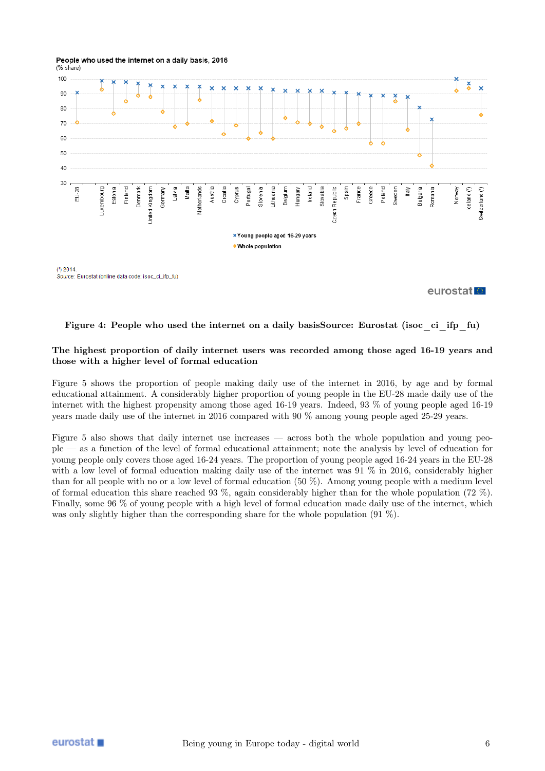People who used the internet on a daily basis, 2016
(% share)

(¹) 2014.
*Source:* Eurostat (online data code: isoc_ci_ifp_fu)

**Figure 4: People who used the internet on a daily basisSource: Eurostat (isoc_ci_ifp_fu)**

### The highest proportion of daily internet users was recorded among those aged 16-19 years and those with a higher level of formal education

Figure 5 shows the proportion of people making daily use of the internet in 2016, by age and by formal educational attainment. A considerably higher proportion of young people in the EU-28 made daily use of the internet with the highest propensity among those aged 16-19 years. Indeed, 93 % of young people aged 16-19 years made daily use of the internet in 2016 compared with 90 % among young people aged 25-29 years.

Figure 5 also shows that daily internet use increases — across both the whole population and young people — as a function of the level of formal educational attainment; note the analysis by level of education for young people only covers those aged 16-24 years. The proportion of young people aged 16-24 years in the EU-28 with a low level of formal education making daily use of the internet was 91 % in 2016, considerably higher than for all people with no or a low level of formal education (50 %). Among young people with a medium level of formal education this share reached 93 %, again considerably higher than for the whole population (72 %). Finally, some 96 % of young people with a high level of formal education made daily use of the internet, which was only slightly higher than the corresponding share for the whole population (91 %).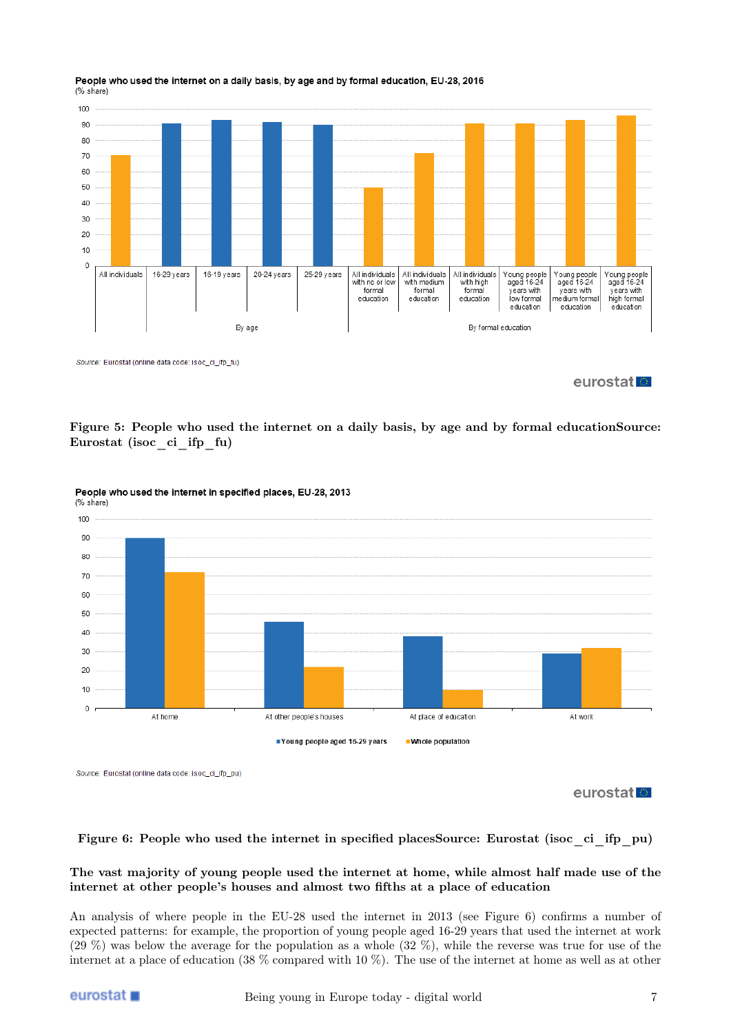People who used the internet on a daily basis, by age and by formal education, EU-28, 2016
(% share)

Source: Eurostat (online data code: isoc_ci_ifp_fu)

**Figure 5: People who used the internet on a daily basis, by age and by formal educationSource: Eurostat (isoc_ci_ifp_fu)**

People who used the internet in specified places, EU-28, 2013
(% share)

Source: Eurostat (online data code: isoc_ci_ifp_pu)

**Figure 6: People who used the internet in specified placesSource: Eurostat (isoc_ci_ifp_pu)**

**The vast majority of young people used the internet at home, while almost half made use of the internet at other people's houses and almost two fifths at a place of education**

An analysis of where people in the EU-28 used the internet in 2013 (see Figure 6) confirms a number of expected patterns: for example, the proportion of young people aged 16-29 years that used the internet at work (29 %) was below the average for the population as a whole (32 %), while the reverse was true for use of the internet at a place of education (38 % compared with 10 %). The use of the internet at home as well as at other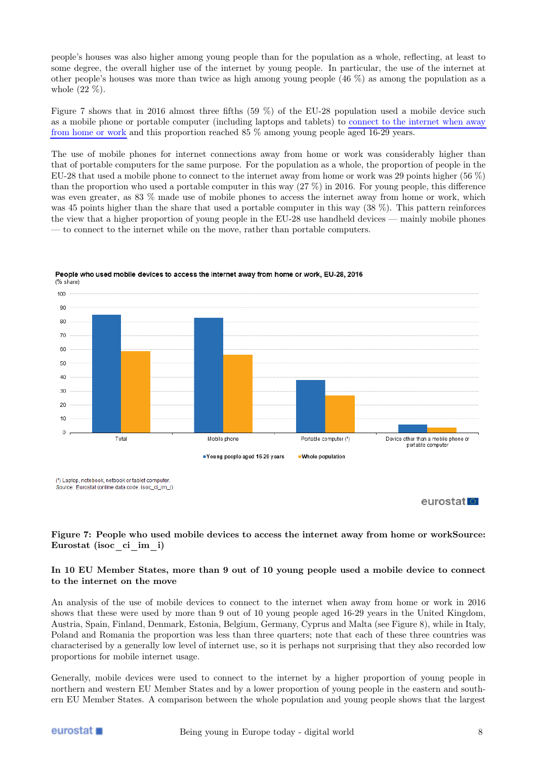people's houses was also higher among young people than for the population as a whole, reflecting, at least to some degree, the overall higher use of the internet by young people. In particular, the use of the internet at other people's houses was more than twice as high among young people (46 %) as among the population as a whole (22 %).

Figure 7 shows that in 2016 almost three fifths (59 %) of the EU-28 population used a mobile device such as a mobile phone or portable computer (including laptops and tablets) to connect to the internet when away from home or work and this proportion reached 85 % among young people aged 16-29 years.

The use of mobile phones for internet connections away from home or work was considerably higher than that of portable computers for the same purpose. For the population as a whole, the proportion of people in the EU-28 that used a mobile phone to connect to the internet away from home or work was 29 points higher (56 %) than the proportion who used a portable computer in this way (27 %) in 2016. For young people, this difference was even greater, as 83 % made use of mobile phones to access the internet away from home or work, which was 45 points higher than the share that used a portable computer in this way (38 %). This pattern reinforces the view that a higher proportion of young people in the EU-28 use handheld devices — mainly mobile phones — to connect to the internet while on the move, rather than portable computers.

**People who used mobile devices to access the internet away from home or work, EU-28, 2016**
(% share)

| | Young people aged 16-29 years | Whole population |
|---|---|---|
| Total | 85 | 59 |
| Mobile phone | 83 | 56 |
| Portable computer (¹) | 38 | 27 |
| Device other than a mobile phone or portable computer | 6 | 4 |

(¹) Laptop, notebook, netbook or tablet computer.
*Source:* Eurostat (online data code: isoc_ci_im_i)

**Figure 7: People who used mobile devices to access the internet away from home or workSource: Eurostat (isoc_ci_im_i)**

**In 10 EU Member States, more than 9 out of 10 young people used a mobile device to connect to the internet on the move**

An analysis of the use of mobile devices to connect to the internet when away from home or work in 2016 shows that these were used by more than 9 out of 10 young people aged 16-29 years in the United Kingdom, Austria, Spain, Finland, Denmark, Estonia, Belgium, Germany, Cyprus and Malta (see Figure 8), while in Italy, Poland and Romania the proportion was less than three quarters; note that each of these three countries was characterised by a generally low level of internet use, so it is perhaps not surprising that they also recorded low proportions for mobile internet usage.

Generally, mobile devices were used to connect to the internet by a higher proportion of young people in northern and western EU Member States and by a lower proportion of young people in the eastern and southern EU Member States. A comparison between the whole population and young people shows that the largest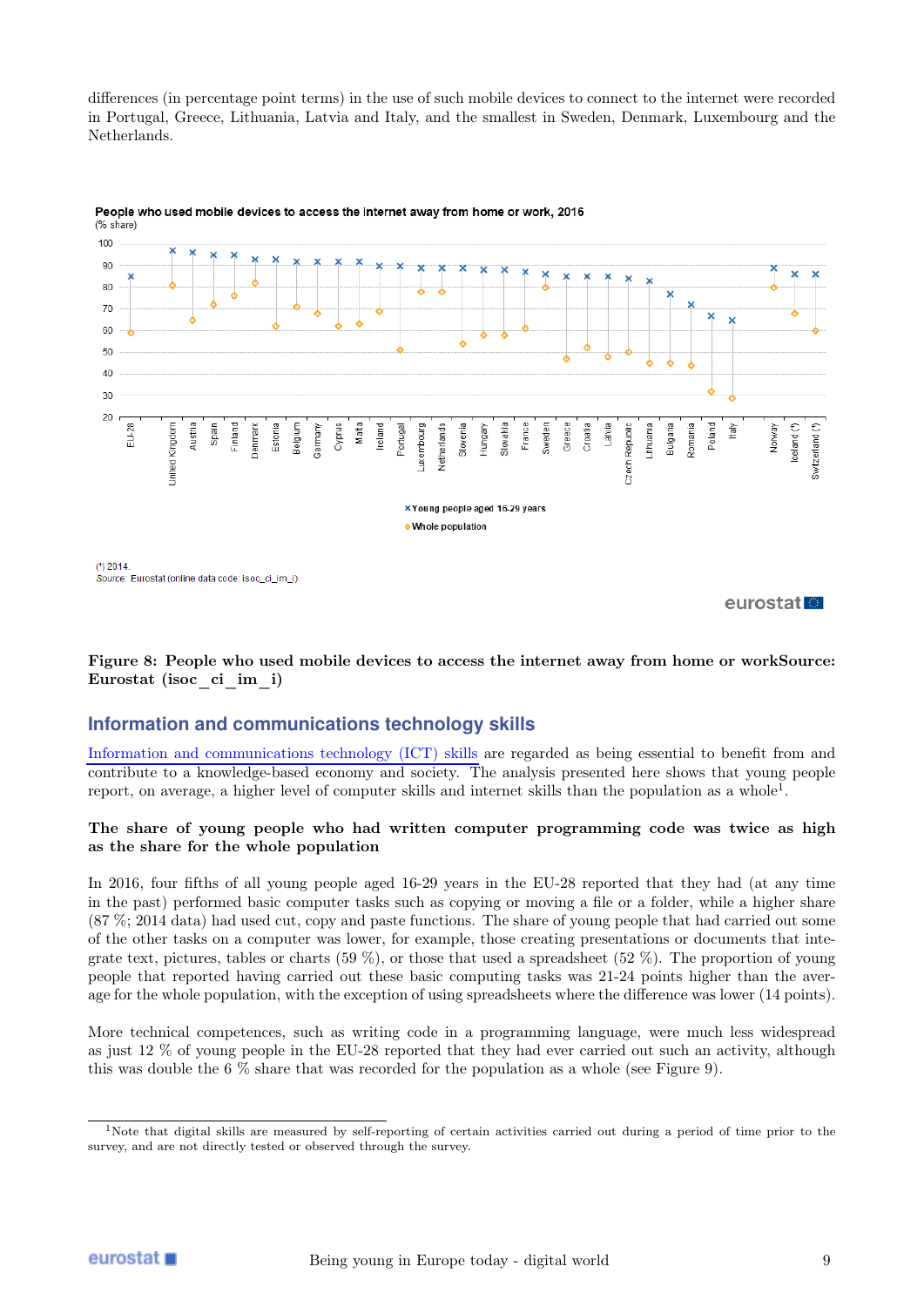differences (in percentage point terms) in the use of such mobile devices to connect to the internet were recorded in Portugal, Greece, Lithuania, Latvia and Italy, and the smallest in Sweden, Denmark, Luxembourg and the Netherlands.

**People who used mobile devices to access the internet away from home or work, 2016**
(% share)

× Young people aged 16-29 years
◇ Whole population

(¹) 2014.
*Source:* Eurostat (online data code: isoc_ci_im_i)

**Figure 8: People who used mobile devices to access the internet away from home or workSource: Eurostat (isoc_ci_im_i)**

## Information and communications technology skills

Information and communications technology (ICT) skills are regarded as being essential to benefit from and contribute to a knowledge-based economy and society. The analysis presented here shows that young people report, on average, a higher level of computer skills and internet skills than the population as a whole[1].

### The share of young people who had written computer programming code was twice as high as the share for the whole population

In 2016, four fifths of all young people aged 16-29 years in the EU-28 reported that they had (at any time in the past) performed basic computer tasks such as copying or moving a file or a folder, while a higher share (87 %; 2014 data) had used cut, copy and paste functions. The share of young people that had carried out some of the other tasks on a computer was lower, for example, those creating presentations or documents that integrate text, pictures, tables or charts (59 %), or those that used a spreadsheet (52 %). The proportion of young people that reported having carried out these basic computing tasks was 21-24 points higher than the average for the whole population, with the exception of using spreadsheets where the difference was lower (14 points).

More technical competences, such as writing code in a programming language, were much less widespread as just 12 % of young people in the EU-28 reported that they had ever carried out such an activity, although this was double the 6 % share that was recorded for the population as a whole (see Figure 9).

[1]Note that digital skills are measured by self-reporting of certain activities carried out during a period of time prior to the survey, and are not directly tested or observed through the survey.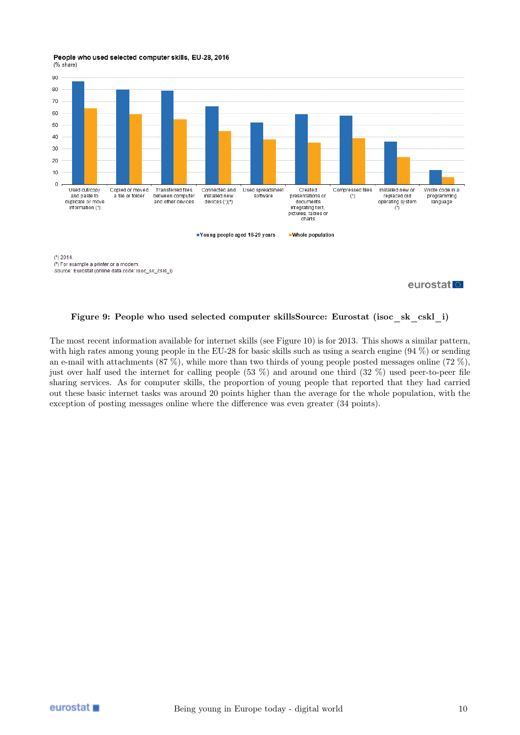People who used selected computer skills, EU-28, 2016
(% share)

(¹) 2014.
(²) For example a printer or a modem.
*Source:* Eurostat (online data code: isoc_sk_cskl_i)

**Figure 9: People who used selected computer skillsSource: Eurostat (isoc_sk_cskl_i)**

The most recent information available for internet skills (see Figure 10) is for 2013. This shows a similar pattern, with high rates among young people in the EU-28 for basic skills such as using a search engine (94 %) or sending an e-mail with attachments (87 %), while more than two thirds of young people posted messages online (72 %), just over half used the internet for calling people (53 %) and around one third (32 %) used peer-to-peer file sharing services. As for computer skills, the proportion of young people that reported that they had carried out these basic internet tasks was around 20 points higher than the average for the whole population, with the exception of posting messages online where the difference was even greater (34 points).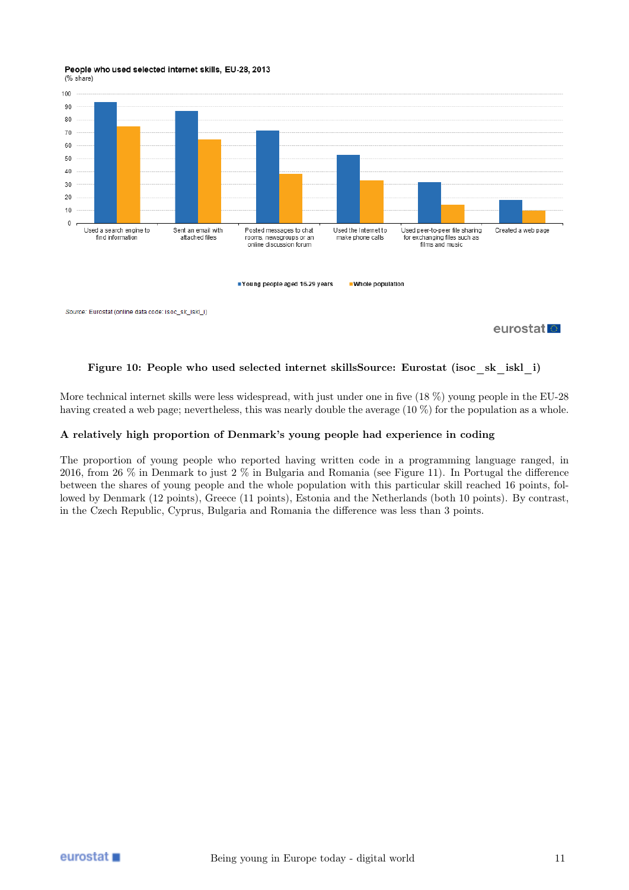People who used selected internet skills, EU-28, 2013

(% share)

| | Young people aged 16-29 years | Whole population |
|---|---|---|
| Used a search engine to find information | | |
| Sent an email with attached files | | |
| Posted messages to chat rooms, newsgroups or an online discussion forum | | |
| Used the Internet to make phone calls | | |
| Used peer-to-peer file sharing for exchanging files such as films and music | | |
| Created a web page | | |

*Source:* Eurostat (online data code: isoc_sk_iskl_i)

**Figure 10: People who used selected internet skillsSource: Eurostat (isoc_sk_iskl_i)**

More technical internet skills were less widespread, with just under one in five (18 %) young people in the EU-28 having created a web page; nevertheless, this was nearly double the average (10 %) for the population as a whole.

### A relatively high proportion of Denmark's young people had experience in coding

The proportion of young people who reported having written code in a programming language ranged, in 2016, from 26 % in Denmark to just 2 % in Bulgaria and Romania (see Figure 11). In Portugal the difference between the shares of young people and the whole population with this particular skill reached 16 points, followed by Denmark (12 points), Greece (11 points), Estonia and the Netherlands (both 10 points). By contrast, in the Czech Republic, Cyprus, Bulgaria and Romania the difference was less than 3 points.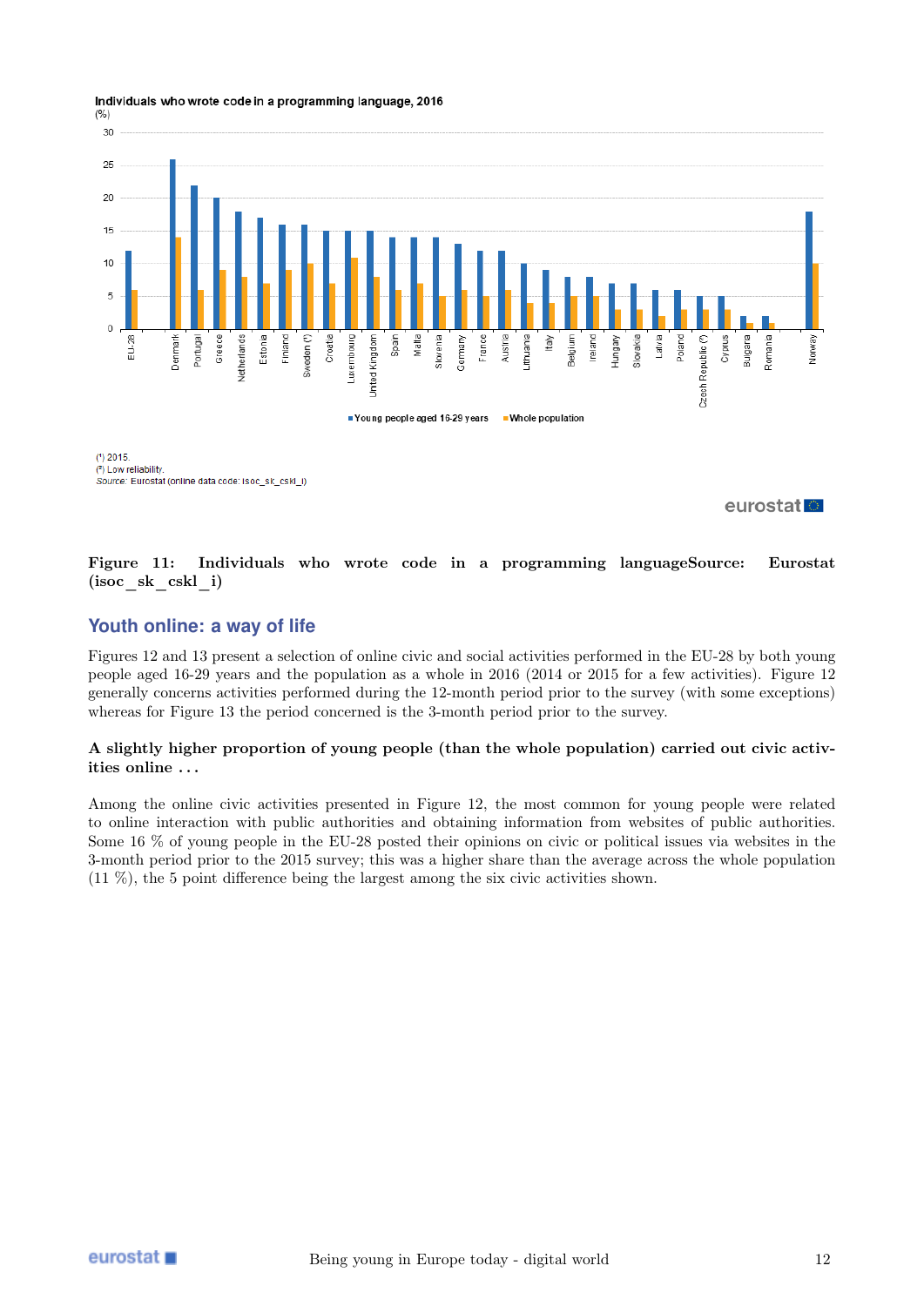Individuals who wrote code in a programming language, 2016
(%)

| | Young people aged 16-29 years | Whole population |
|---|---|---|
| EU-28 | 12 | 6 |
| Denmark | 26 | 14 |
| Portugal | 22 | 6 |
| Greece | 20 | 9 |
| Netherlands | 18 | 8 |
| Estonia | 17 | 7 |
| Finland | 16 | 9 |
| Sweden (¹) | 16 | 10 |
| Croatia | 15 | 7 |
| Luxembourg | 15 | 11 |
| United Kingdom | 15 | 8 |
| Spain | 14 | 6 |
| Malta | 14 | 7 |
| Slovenia | 14 | 5 |
| Germany | 13 | 6 |
| France | 12 | 5 |
| Austria | 12 | 6 |
| Lithuania | 10 | 4 |
| Italy | 9 | 4 |
| Belgium | 8 | 5 |
| Ireland | 8 | 5 |
| Hungary | 7 | 3 |
| Slovakia | 7 | 3 |
| Latvia | 6 | 2 |
| Poland | 6 | 3 |
| Czech Republic (²) | 5 | 3 |
| Cyprus | 5 | 3 |
| Bulgaria | 2 | 1 |
| Romania | 2 | 1 |
| Norway | 18 | 10 |

(¹) 2015.
(²) Low reliability.
*Source:* Eurostat (online data code: isoc_sk_cskl_i)

**Figure 11: Individuals who wrote code in a programming languageSource: Eurostat (isoc_sk_cskl_i)**

## Youth online: a way of life

Figures 12 and 13 present a selection of online civic and social activities performed in the EU-28 by both young people aged 16-29 years and the population as a whole in 2016 (2014 or 2015 for a few activities). Figure 12 generally concerns activities performed during the 12-month period prior to the survey (with some exceptions) whereas for Figure 13 the period concerned is the 3-month period prior to the survey.

### A slightly higher proportion of young people (than the whole population) carried out civic activities online ...

Among the online civic activities presented in Figure 12, the most common for young people were related to online interaction with public authorities and obtaining information from websites of public authorities. Some 16 % of young people in the EU-28 posted their opinions on civic or political issues via websites in the 3-month period prior to the 2015 survey; this was a higher share than the average across the whole population (11 %), the 5 point difference being the largest among the six civic activities shown.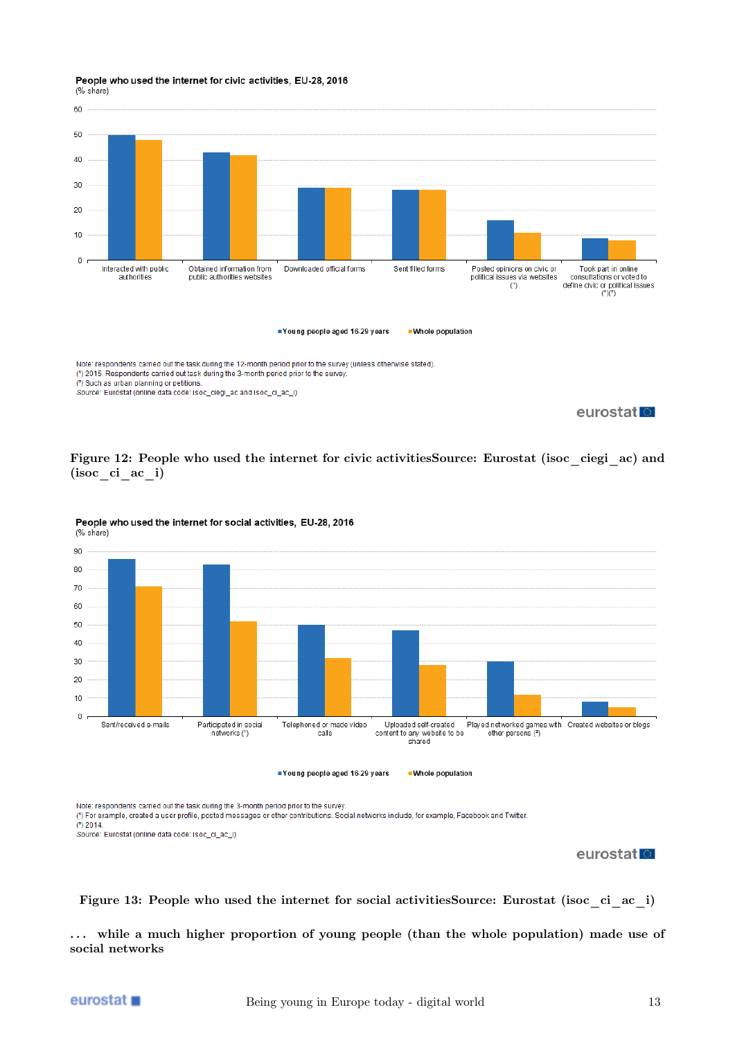People who used the internet for civic activities, EU-28, 2016
(% share)

Note: respondents carried out the task during the 12-month period prior to the survey (unless otherwise stated).
(¹) 2015. Respondents carried out task during the 3-month period prior to the survey.
(²) Such as urban planning or petitions.
*Source:* Eurostat (online data code: isoc_ciegi_ac and isoc_ci_ac_i)

**Figure 12: People who used the internet for civic activitiesSource: Eurostat (isoc_ciegi_ac) and (isoc_ci_ac_i)**

People who used the internet for social activities, EU-28, 2016
(% share)

Note: respondents carried out the task during the 3-month period prior to the survey.
(¹) For example, created a user profile, posted messages or other contributions. Social networks include, for example, Facebook and Twitter.
(²) 2014.
*Source:* Eurostat (online data code: isoc_ci_ac_i)

**Figure 13: People who used the internet for social activitiesSource: Eurostat (isoc_ci_ac_i)**

**. . . while a much higher proportion of young people (than the whole population) made use of social networks**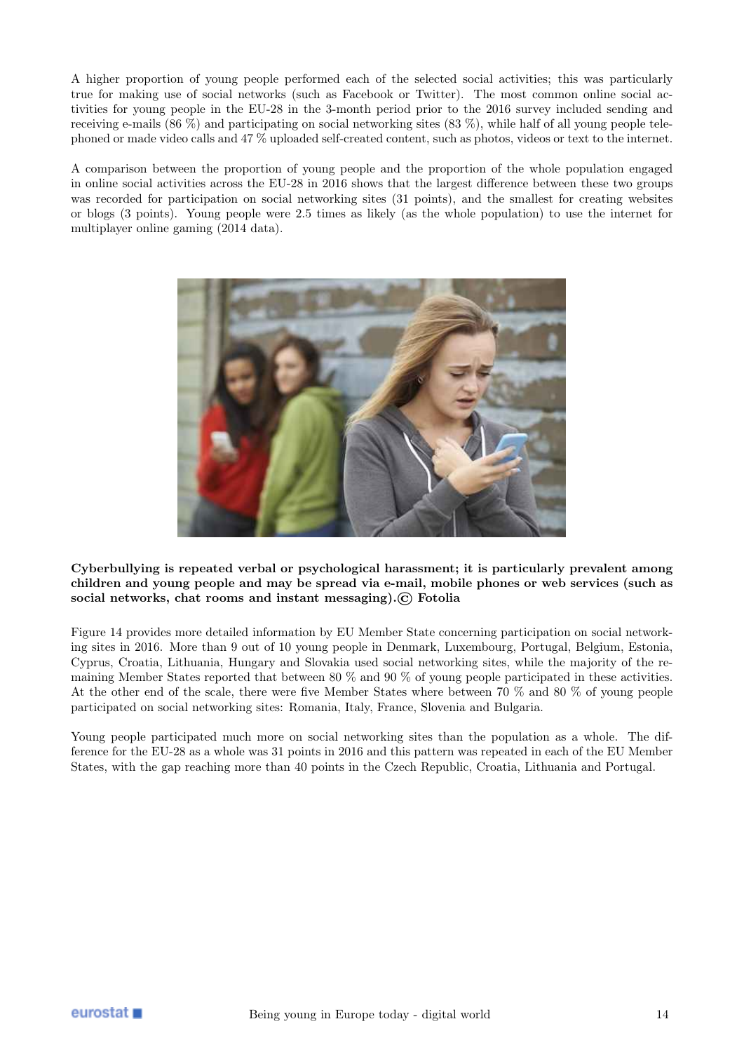A higher proportion of young people performed each of the selected social activities; this was particularly true for making use of social networks (such as Facebook or Twitter). The most common online social activities for young people in the EU-28 in the 3-month period prior to the 2016 survey included sending and receiving e-mails (86 %) and participating on social networking sites (83 %), while half of all young people telephoned or made video calls and 47 % uploaded self-created content, such as photos, videos or text to the internet.

A comparison between the proportion of young people and the proportion of the whole population engaged in online social activities across the EU-28 in 2016 shows that the largest difference between these two groups was recorded for participation on social networking sites (31 points), and the smallest for creating websites or blogs (3 points). Young people were 2.5 times as likely (as the whole population) to use the internet for multiplayer online gaming (2014 data).

**Cyberbullying is repeated verbal or psychological harassment; it is particularly prevalent among children and young people and may be spread via e-mail, mobile phones or web services (such as social networks, chat rooms and instant messaging).© Fotolia**

Figure 14 provides more detailed information by EU Member State concerning participation on social networking sites in 2016. More than 9 out of 10 young people in Denmark, Luxembourg, Portugal, Belgium, Estonia, Cyprus, Croatia, Lithuania, Hungary and Slovakia used social networking sites, while the majority of the remaining Member States reported that between 80 % and 90 % of young people participated in these activities. At the other end of the scale, there were five Member States where between 70 % and 80 % of young people participated on social networking sites: Romania, Italy, France, Slovenia and Bulgaria.

Young people participated much more on social networking sites than the population as a whole. The difference for the EU-28 as a whole was 31 points in 2016 and this pattern was repeated in each of the EU Member States, with the gap reaching more than 40 points in the Czech Republic, Croatia, Lithuania and Portugal.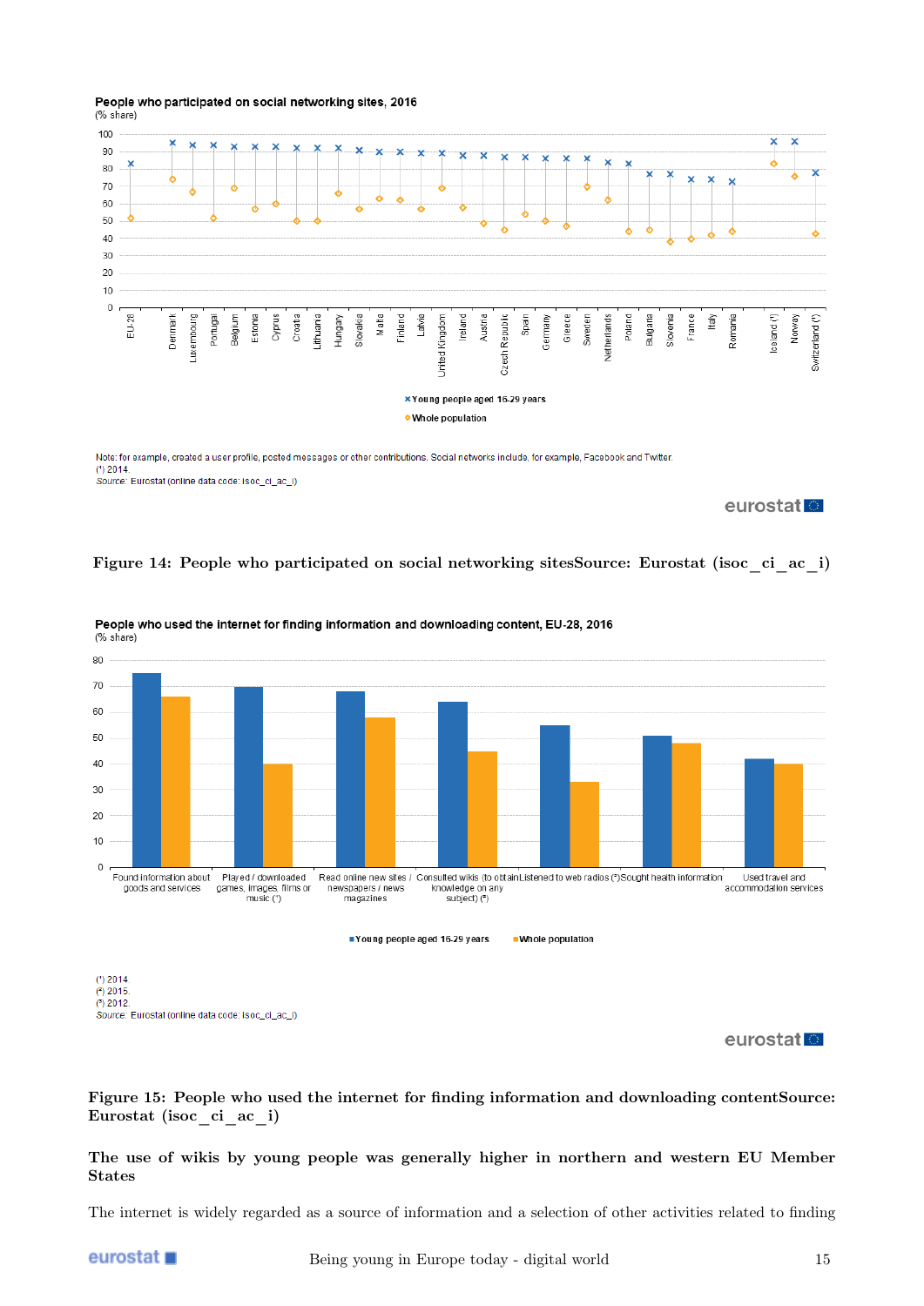People who participated on social networking sites, 2016

(% share)

Note: for example, created a user profile, posted messages or other contributions. Social networks include, for example, Facebook and Twitter.
(¹) 2014.
*Source:* Eurostat (online data code: isoc_ci_ac_i)

**Figure 14: People who participated on social networking sitesSource: Eurostat (isoc_ci_ac_i)**

People who used the internet for finding information and downloading content, EU-28, 2016

(% share)

(¹) 2014.
(²) 2015.
(³) 2012.
*Source:* Eurostat (online data code: isoc_ci_ac_i)

**Figure 15: People who used the internet for finding information and downloading contentSource: Eurostat (isoc_ci_ac_i)**

### The use of wikis by young people was generally higher in northern and western EU Member States

The internet is widely regarded as a source of information and a selection of other activities related to finding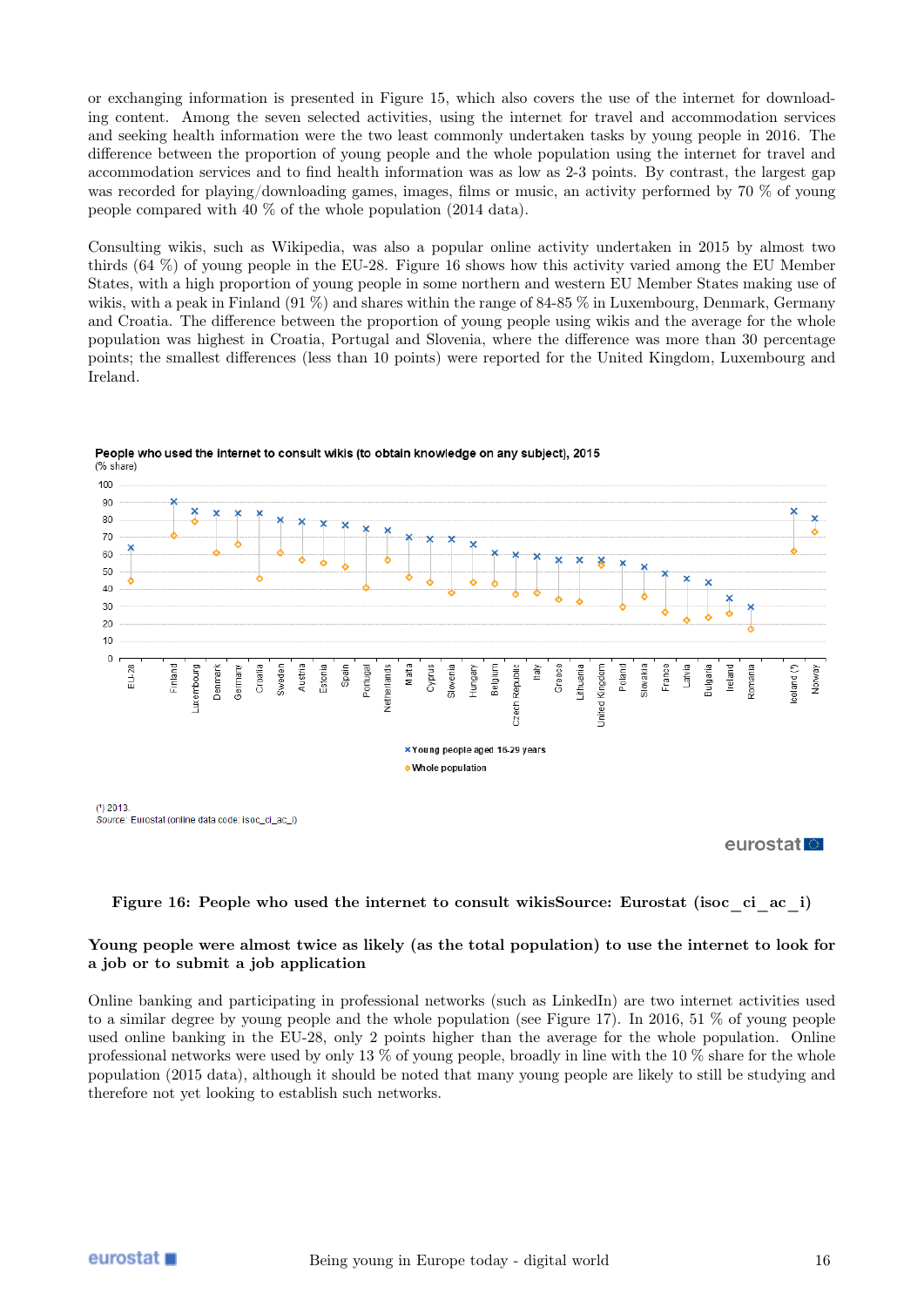or exchanging information is presented in Figure 15, which also covers the use of the internet for downloading content. Among the seven selected activities, using the internet for travel and accommodation services and seeking health information were the two least commonly undertaken tasks by young people in 2016. The difference between the proportion of young people and the whole population using the internet for travel and accommodation services and to find health information was as low as 2-3 points. By contrast, the largest gap was recorded for playing/downloading games, images, films or music, an activity performed by 70 % of young people compared with 40 % of the whole population (2014 data).

Consulting wikis, such as Wikipedia, was also a popular online activity undertaken in 2015 by almost two thirds (64 %) of young people in the EU-28. Figure 16 shows how this activity varied among the EU Member States, with a high proportion of young people in some northern and western EU Member States making use of wikis, with a peak in Finland (91 %) and shares within the range of 84-85 % in Luxembourg, Denmark, Germany and Croatia. The difference between the proportion of young people using wikis and the average for the whole population was highest in Croatia, Portugal and Slovenia, where the difference was more than 30 percentage points; the smallest differences (less than 10 points) were reported for the United Kingdom, Luxembourg and Ireland.

**People who used the internet to consult wikis (to obtain knowledge on any subject), 2015**
(% share)

(¹) 2013.
*Source:* Eurostat (online data code: isoc_ci_ac_i)

**Figure 16: People who used the internet to consult wikisSource: Eurostat (isoc_ci_ac_i)**

**Young people were almost twice as likely (as the total population) to use the internet to look for a job or to submit a job application**

Online banking and participating in professional networks (such as LinkedIn) are two internet activities used to a similar degree by young people and the whole population (see Figure 17). In 2016, 51 % of young people used online banking in the EU-28, only 2 points higher than the average for the whole population. Online professional networks were used by only 13 % of young people, broadly in line with the 10 % share for the whole population (2015 data), although it should be noted that many young people are likely to still be studying and therefore not yet looking to establish such networks.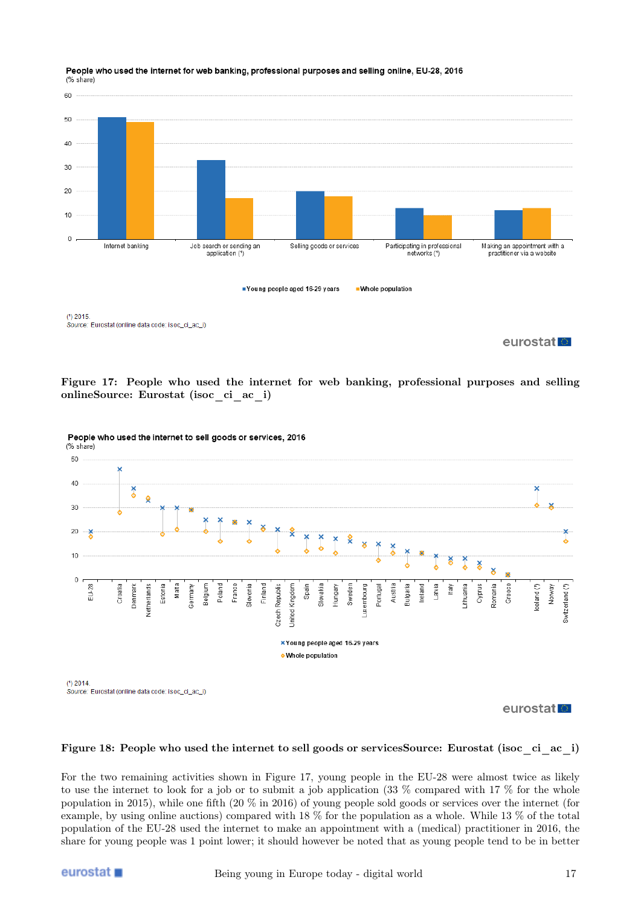People who used the internet for web banking, professional purposes and selling online, EU-28, 2016
(% share)

(¹) 2015.
*Source:* Eurostat (online data code: isoc_ci_ac_i)

**Figure 17: People who used the internet for web banking, professional purposes and selling onlineSource: Eurostat (isoc_ci_ac_i)**

People who used the internet to sell goods or services, 2016
(% share)

(¹) 2014.
*Source:* Eurostat (online data code: isoc_ci_ac_i)

**Figure 18: People who used the internet to sell goods or servicesSource: Eurostat (isoc_ci_ac_i)**

For the two remaining activities shown in Figure 17, young people in the EU-28 were almost twice as likely to use the internet to look for a job or to submit a job application (33 % compared with 17 % for the whole population in 2015), while one fifth (20 % in 2016) of young people sold goods or services over the internet (for example, by using online auctions) compared with 18 % for the population as a whole. While 13 % of the total population of the EU-28 used the internet to make an appointment with a (medical) practitioner in 2016, the share for young people was 1 point lower; it should however be noted that as young people tend to be in better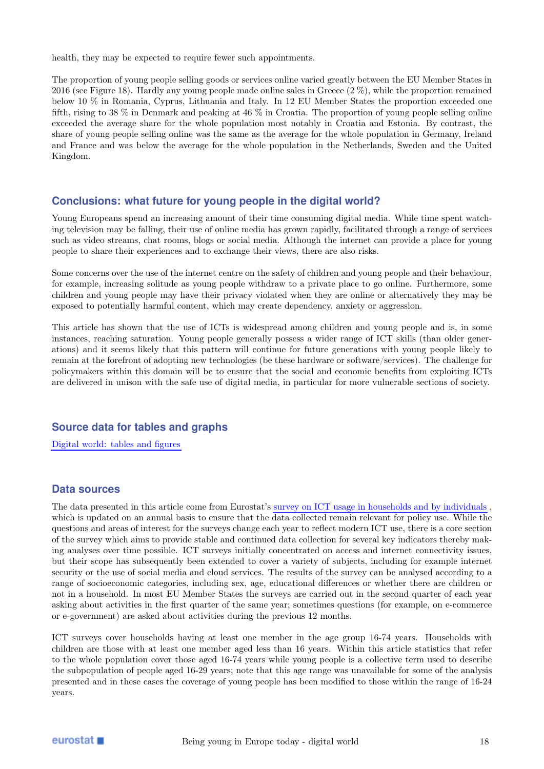health, they may be expected to require fewer such appointments.

The proportion of young people selling goods or services online varied greatly between the EU Member States in 2016 (see Figure 18). Hardly any young people made online sales in Greece (2 %), while the proportion remained below 10 % in Romania, Cyprus, Lithuania and Italy. In 12 EU Member States the proportion exceeded one fifth, rising to 38 % in Denmark and peaking at 46 % in Croatia. The proportion of young people selling online exceeded the average share for the whole population most notably in Croatia and Estonia. By contrast, the share of young people selling online was the same as the average for the whole population in Germany, Ireland and France and was below the average for the whole population in the Netherlands, Sweden and the United Kingdom.

## Conclusions: what future for young people in the digital world?

Young Europeans spend an increasing amount of their time consuming digital media. While time spent watching television may be falling, their use of online media has grown rapidly, facilitated through a range of services such as video streams, chat rooms, blogs or social media. Although the internet can provide a place for young people to share their experiences and to exchange their views, there are also risks.

Some concerns over the use of the internet centre on the safety of children and young people and their behaviour, for example, increasing solitude as young people withdraw to a private place to go online. Furthermore, some children and young people may have their privacy violated when they are online or alternatively they may be exposed to potentially harmful content, which may create dependency, anxiety or aggression.

This article has shown that the use of ICTs is widespread among children and young people and is, in some instances, reaching saturation. Young people generally possess a wider range of ICT skills (than older generations) and it seems likely that this pattern will continue for future generations with young people likely to remain at the forefront of adopting new technologies (be these hardware or software/services). The challenge for policymakers within this domain will be to ensure that the social and economic benefits from exploiting ICTs are delivered in unison with the safe use of digital media, in particular for more vulnerable sections of society.

## Source data for tables and graphs

Digital world: tables and figures

## Data sources

The data presented in this article come from Eurostat's survey on ICT usage in households and by individuals , which is updated on an annual basis to ensure that the data collected remain relevant for policy use. While the questions and areas of interest for the surveys change each year to reflect modern ICT use, there is a core section of the survey which aims to provide stable and continued data collection for several key indicators thereby making analyses over time possible. ICT surveys initially concentrated on access and internet connectivity issues, but their scope has subsequently been extended to cover a variety of subjects, including for example internet security or the use of social media and cloud services. The results of the survey can be analysed according to a range of socioeconomic categories, including sex, age, educational differences or whether there are children or not in a household. In most EU Member States the surveys are carried out in the second quarter of each year asking about activities in the first quarter of the same year; sometimes questions (for example, on e-commerce or e-government) are asked about activities during the previous 12 months.

ICT surveys cover households having at least one member in the age group 16-74 years. Households with children are those with at least one member aged less than 16 years. Within this article statistics that refer to the whole population cover those aged 16-74 years while young people is a collective term used to describe the subpopulation of people aged 16-29 years; note that this age range was unavailable for some of the analysis presented and in these cases the coverage of young people has been modified to those within the range of 16-24 years.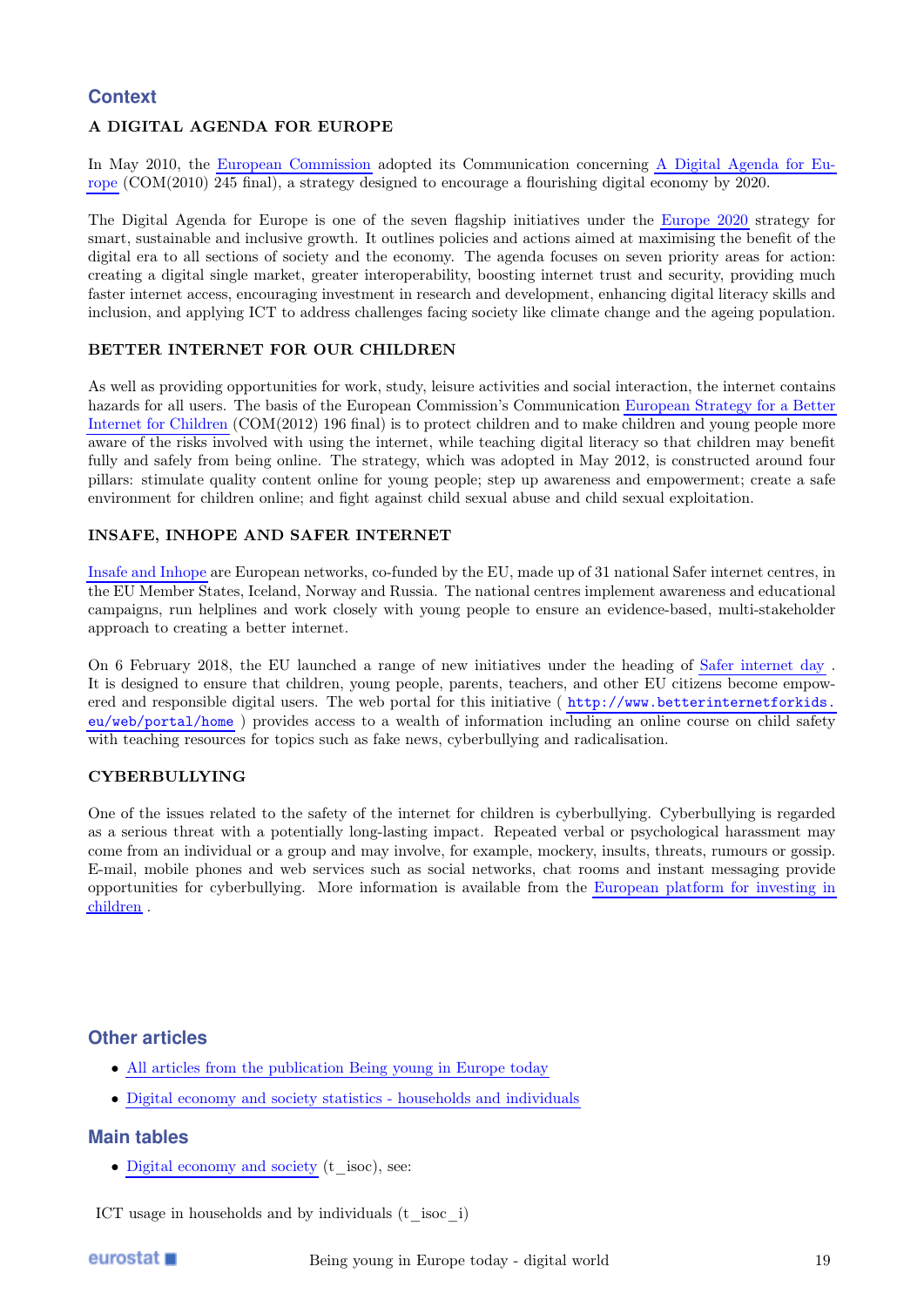## Context

### A DIGITAL AGENDA FOR EUROPE

In May 2010, the European Commission adopted its Communication concerning A Digital Agenda for Europe (COM(2010) 245 final), a strategy designed to encourage a flourishing digital economy by 2020.

The Digital Agenda for Europe is one of the seven flagship initiatives under the Europe 2020 strategy for smart, sustainable and inclusive growth. It outlines policies and actions aimed at maximising the benefit of the digital era to all sections of society and the economy. The agenda focuses on seven priority areas for action: creating a digital single market, greater interoperability, boosting internet trust and security, providing much faster internet access, encouraging investment in research and development, enhancing digital literacy skills and inclusion, and applying ICT to address challenges facing society like climate change and the ageing population.

### BETTER INTERNET FOR OUR CHILDREN

As well as providing opportunities for work, study, leisure activities and social interaction, the internet contains hazards for all users. The basis of the European Commission's Communication European Strategy for a Better Internet for Children (COM(2012) 196 final) is to protect children and to make children and young people more aware of the risks involved with using the internet, while teaching digital literacy so that children may benefit fully and safely from being online. The strategy, which was adopted in May 2012, is constructed around four pillars: stimulate quality content online for young people; step up awareness and empowerment; create a safe environment for children online; and fight against child sexual abuse and child sexual exploitation.

### INSAFE, INHOPE AND SAFER INTERNET

Insafe and Inhope are European networks, co-funded by the EU, made up of 31 national Safer internet centres, in the EU Member States, Iceland, Norway and Russia. The national centres implement awareness and educational campaigns, run helplines and work closely with young people to ensure an evidence-based, multi-stakeholder approach to creating a better internet.

On 6 February 2018, the EU launched a range of new initiatives under the heading of Safer internet day . It is designed to ensure that children, young people, parents, teachers, and other EU citizens become empowered and responsible digital users. The web portal for this initiative ( http://www.betterinternetforkids.eu/web/portal/home ) provides access to a wealth of information including an online course on child safety with teaching resources for topics such as fake news, cyberbullying and radicalisation.

### CYBERBULLYING

One of the issues related to the safety of the internet for children is cyberbullying. Cyberbullying is regarded as a serious threat with a potentially long-lasting impact. Repeated verbal or psychological harassment may come from an individual or a group and may involve, for example, mockery, insults, threats, rumours or gossip. E-mail, mobile phones and web services such as social networks, chat rooms and instant messaging provide opportunities for cyberbullying. More information is available from the European platform for investing in children .

## Other articles

- All articles from the publication Being young in Europe today
- Digital economy and society statistics - households and individuals

## Main tables

- Digital economy and society (t_isoc), see:

ICT usage in households and by individuals (t_isoc_i)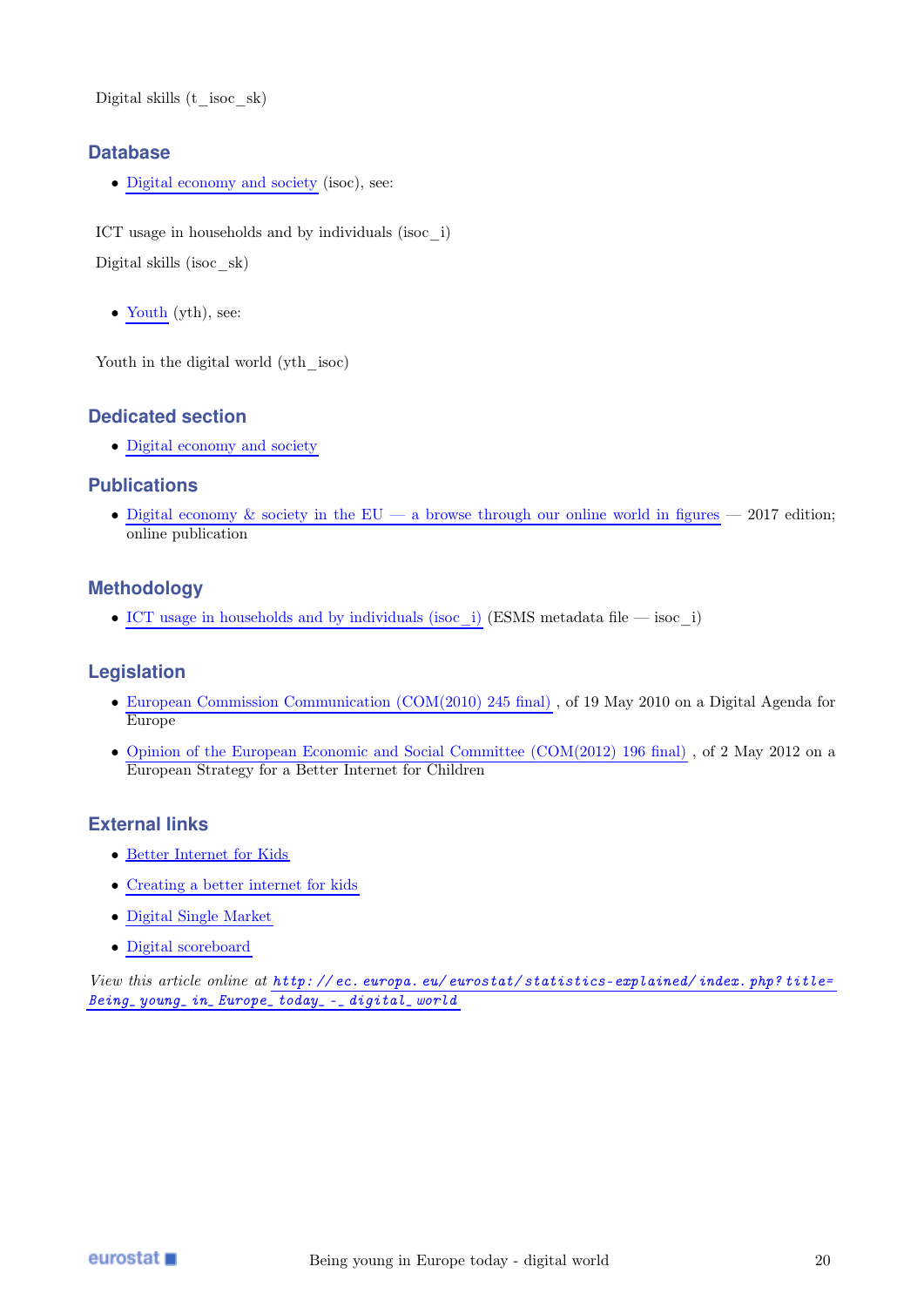Digital skills (t_isoc_sk)

## Database

- Digital economy and society (isoc), see:

ICT usage in households and by individuals (isoc_i)

Digital skills (isoc_sk)

- Youth (yth), see:

Youth in the digital world (yth_isoc)

## Dedicated section

- Digital economy and society

## Publications

- Digital economy & society in the EU — a browse through our online world in figures — 2017 edition; online publication

## Methodology

- ICT usage in households and by individuals (isoc_i) (ESMS metadata file — isoc_i)

## Legislation

- European Commission Communication (COM(2010) 245 final) , of 19 May 2010 on a Digital Agenda for Europe
- Opinion of the European Economic and Social Committee (COM(2012) 196 final) , of 2 May 2012 on a European Strategy for a Better Internet for Children

## External links

- Better Internet for Kids
- Creating a better internet for kids
- Digital Single Market
- Digital scoreboard

*View this article online at* ***http://ec.europa.eu/eurostat/statistics-explained/index.php?title=Being_young_in_Europe_today_-_digital_world***